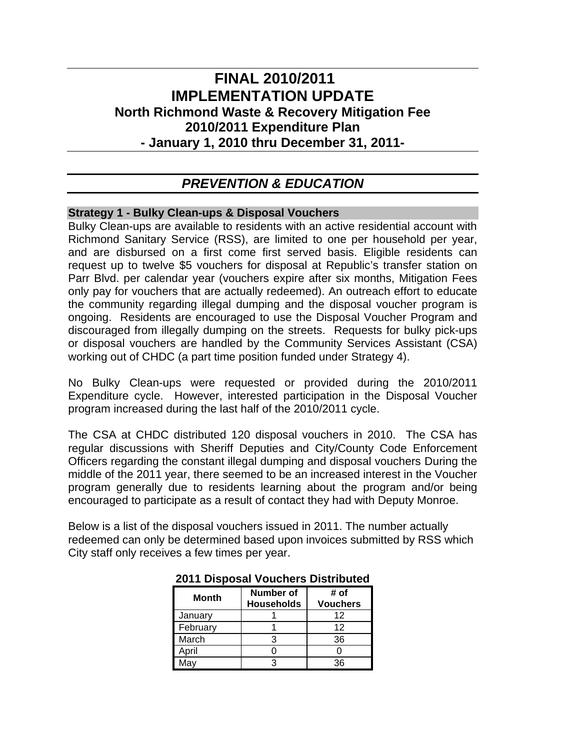# FINAL 2010/2011 IMPLEMENTATION UPDATE

## North Richmond Waste & Recovery Mitigation Fee 2010/2011 Expenditure Plan

### - January 1, 2010 thru December 31, 2011-

## *PREVENTION & EDUCATION*

### Strategy 1 - Bulky Clean-ups & Disposal Vouchers

Bulky Clean-ups are available to residents with an active residential account with Richmond Sanitary Service (RSS), are limited to one per household per year, and are disbursed on a first come first served basis. Eligible residents can request up to twelve $5 vouchers for disposal at Republic's transfer station on Parr Blvd. per calendar year (vouchers expire after six months, Mitigation Fees only pay for vouchers that are actually redeemed). An outreach effort to educate the community regarding illegal dumping and the disposal voucher program is ongoing. Residents are encouraged to use the Disposal Voucher Program and discouraged from illegally dumping on the streets. Requests for bulky pick-ups or disposal vouchers are handled by the Community Services Assistant (CSA) working out of CHDC (a part time position funded under Strategy 4).

No Bulky Clean-ups were requested or provided during the 2010/2011 Expenditure cycle. However, interested participation in the Disposal Voucher program increased during the last half of the 2010/2011 cycle.

The CSA at CHDC distributed 120 disposal vouchers in 2010. The CSA has regular discussions with Sheriff Deputies and City/County Code Enforcement Officers regarding the constant illegal dumping and disposal vouchers During the middle of the 2011 year, there seemed to be an increased interest in the Voucher program generally due to residents learning about the program and/or being encouraged to participate as a result of contact they had with Deputy Monroe.

Below is a list of the disposal vouchers issued in 2011. The number actually redeemed can only be determined based upon invoices submitted by RSS which City staff only receives a few times per year.

**2011 Disposal Vouchers Distributed**

| Month | Number of Households | # of Vouchers |
|---|---|---|
| January | 1 | 12 |
| February | 1 | 12 |
| March | 3 | 36 |
| April | 0 | 0 |
| May | 3 | 36 |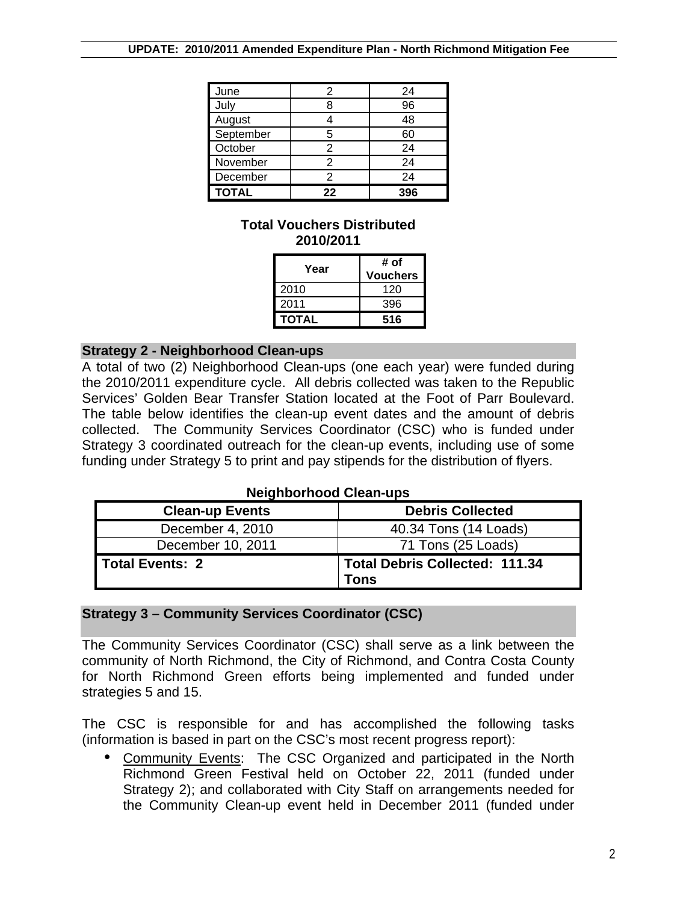| June | 2 | 24 |
|---|---|---|
| July | 8 | 96 |
| August | 4 | 48 |
| September | 5 | 60 |
| October | 2 | 24 |
| November | 2 | 24 |
| December | 2 | 24 |
| **TOTAL** | **22** | **396** |

**Total Vouchers Distributed 2010/2011**

| Year | # of Vouchers |
|---|---|
| 2010 | 120 |
| 2011 | 396 |
| **TOTAL** | **516** |

## Strategy 2 - Neighborhood Clean-ups

A total of two (2) Neighborhood Clean-ups (one each year) were funded during the 2010/2011 expenditure cycle. All debris collected was taken to the Republic Services' Golden Bear Transfer Station located at the Foot of Parr Boulevard. The table below identifies the clean-up event dates and the amount of debris collected. The Community Services Coordinator (CSC) who is funded under Strategy 3 coordinated outreach for the clean-up events, including use of some funding under Strategy 5 to print and pay stipends for the distribution of flyers.

**Neighborhood Clean-ups**

| Clean-up Events | Debris Collected |
|---|---|
| December 4, 2010 | 40.34 Tons (14 Loads) |
| December 10, 2011 | 71 Tons (25 Loads) |
| **Total Events: 2** | **Total Debris Collected: 111.34 Tons** |

## Strategy 3 – Community Services Coordinator (CSC)

The Community Services Coordinator (CSC) shall serve as a link between the community of North Richmond, the City of Richmond, and Contra Costa County for North Richmond Green efforts being implemented and funded under strategies 5 and 15.

The CSC is responsible for and has accomplished the following tasks (information is based in part on the CSC's most recent progress report):

- Community Events: The CSC Organized and participated in the North Richmond Green Festival held on October 22, 2011 (funded under Strategy 2); and collaborated with City Staff on arrangements needed for the Community Clean-up event held in December 2011 (funded under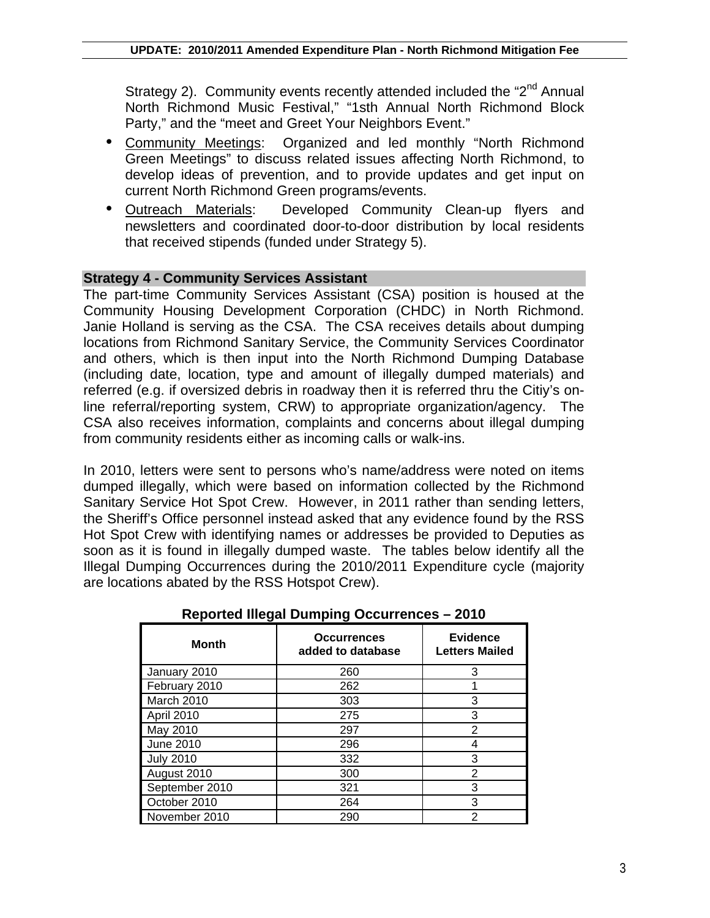Strategy 2). Community events recently attended included the "2nd Annual North Richmond Music Festival," "1sth Annual North Richmond Block Party," and the "meet and Greet Your Neighbors Event."

- Community Meetings: Organized and led monthly "North Richmond Green Meetings" to discuss related issues affecting North Richmond, to develop ideas of prevention, and to provide updates and get input on current North Richmond Green programs/events.
- Outreach Materials: Developed Community Clean-up flyers and newsletters and coordinated door-to-door distribution by local residents that received stipends (funded under Strategy 5).

**Strategy 4 - Community Services Assistant**

The part-time Community Services Assistant (CSA) position is housed at the Community Housing Development Corporation (CHDC) in North Richmond. Janie Holland is serving as the CSA. The CSA receives details about dumping locations from Richmond Sanitary Service, the Community Services Coordinator and others, which is then input into the North Richmond Dumping Database (including date, location, type and amount of illegally dumped materials) and referred (e.g. if oversized debris in roadway then it is referred thru the Citiy's on-line referral/reporting system, CRW) to appropriate organization/agency. The CSA also receives information, complaints and concerns about illegal dumping from community residents either as incoming calls or walk-ins.

In 2010, letters were sent to persons who's name/address were noted on items dumped illegally, which were based on information collected by the Richmond Sanitary Service Hot Spot Crew. However, in 2011 rather than sending letters, the Sheriff's Office personnel instead asked that any evidence found by the RSS Hot Spot Crew with identifying names or addresses be provided to Deputies as soon as it is found in illegally dumped waste. The tables below identify all the Illegal Dumping Occurrences during the 2010/2011 Expenditure cycle (majority are locations abated by the RSS Hotspot Crew).

**Reported Illegal Dumping Occurrences – 2010**

| Month | Occurrences added to database | Evidence Letters Mailed |
|---|---|---|
| January 2010 | 260 | 3 |
| February 2010 | 262 | 1 |
| March 2010 | 303 | 3 |
| April 2010 | 275 | 3 |
| May 2010 | 297 | 2 |
| June 2010 | 296 | 4 |
| July 2010 | 332 | 3 |
| August 2010 | 300 | 2 |
| September 2010 | 321 | 3 |
| October 2010 | 264 | 3 |
| November 2010 | 290 | 2 |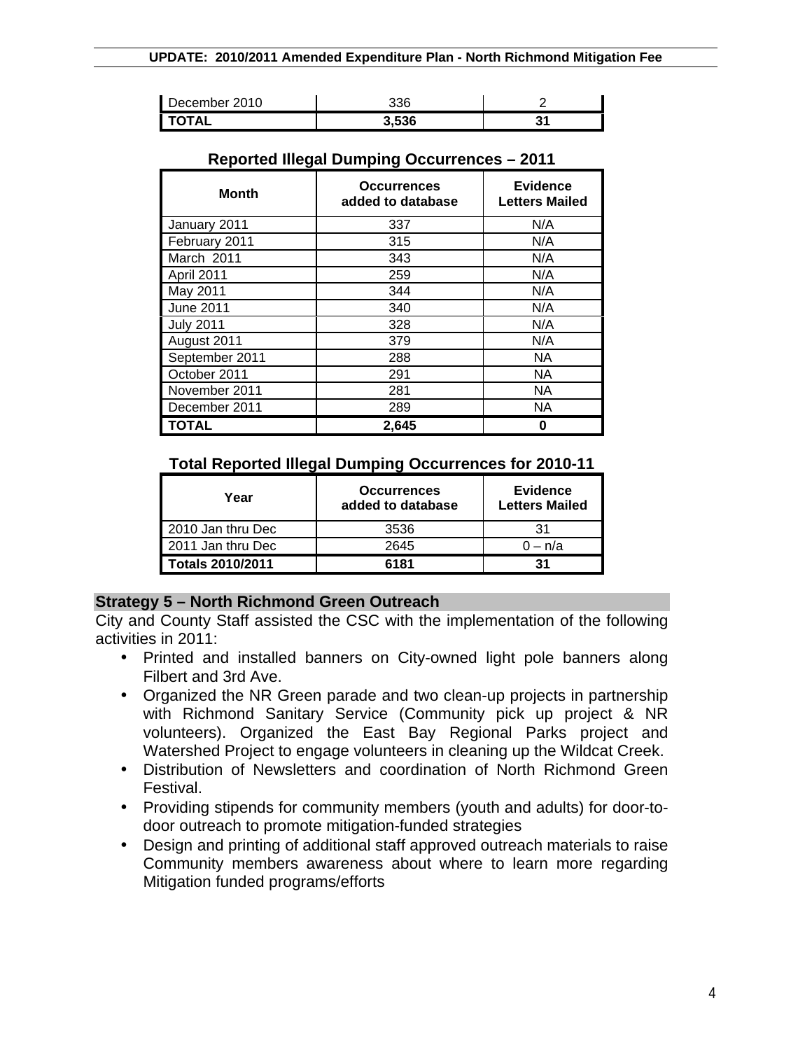| December 2010 | 336 | 2 |
| --- | --- | --- |
| **TOTAL** | **3,536** | **31** |

**Reported Illegal Dumping Occurrences – 2011**

| Month | Occurrences added to database | Evidence Letters Mailed |
| --- | --- | --- |
| January 2011 | 337 | N/A |
| February 2011 | 315 | N/A |
| March 2011 | 343 | N/A |
| April 2011 | 259 | N/A |
| May 2011 | 344 | N/A |
| June 2011 | 340 | N/A |
| July 2011 | 328 | N/A |
| August 2011 | 379 | N/A |
| September 2011 | 288 | NA |
| October 2011 | 291 | NA |
| November 2011 | 281 | NA |
| December 2011 | 289 | NA |
| **TOTAL** | **2,645** | **0** |

**Total Reported Illegal Dumping Occurrences for 2010-11**

| Year | Occurrences added to database | Evidence Letters Mailed |
| --- | --- | --- |
| 2010 Jan thru Dec | 3536 | 31 |
| 2011 Jan thru Dec | 2645 | 0 – n/a |
| **Totals 2010/2011** | **6181** | **31** |

**Strategy 5 – North Richmond Green Outreach**

City and County Staff assisted the CSC with the implementation of the following activities in 2011:

- Printed and installed banners on City-owned light pole banners along Filbert and 3rd Ave.
- Organized the NR Green parade and two clean-up projects in partnership with Richmond Sanitary Service (Community pick up project & NR volunteers). Organized the East Bay Regional Parks project and Watershed Project to engage volunteers in cleaning up the Wildcat Creek.
- Distribution of Newsletters and coordination of North Richmond Green Festival.
- Providing stipends for community members (youth and adults) for door-to-door outreach to promote mitigation-funded strategies
- Design and printing of additional staff approved outreach materials to raise Community members awareness about where to learn more regarding Mitigation funded programs/efforts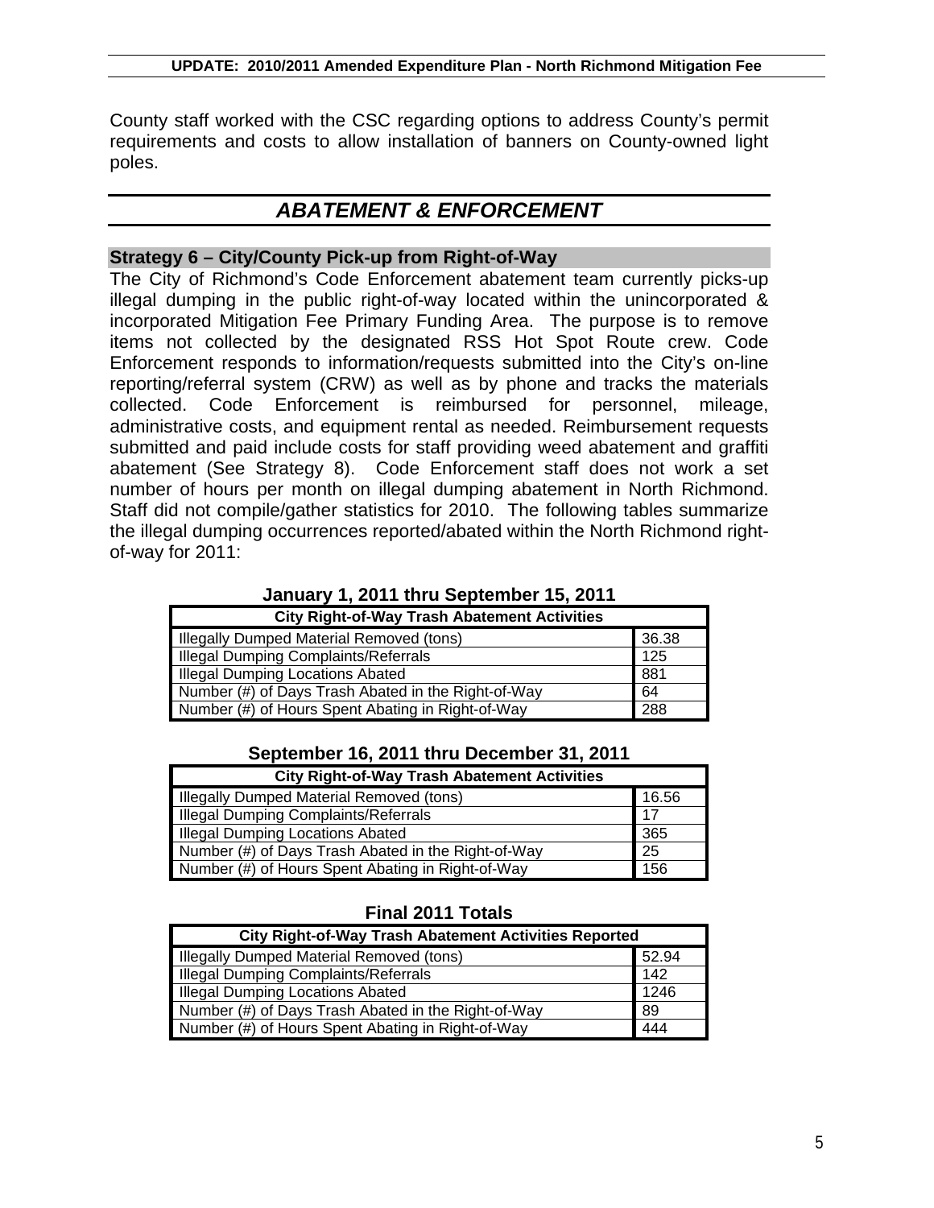County staff worked with the CSC regarding options to address County's permit requirements and costs to allow installation of banners on County-owned light poles.

## *ABATEMENT & ENFORCEMENT*

### Strategy 6 – City/County Pick-up from Right-of-Way

The City of Richmond's Code Enforcement abatement team currently picks-up illegal dumping in the public right-of-way located within the unincorporated & incorporated Mitigation Fee Primary Funding Area. The purpose is to remove items not collected by the designated RSS Hot Spot Route crew. Code Enforcement responds to information/requests submitted into the City's on-line reporting/referral system (CRW) as well as by phone and tracks the materials collected. Code Enforcement is reimbursed for personnel, mileage, administrative costs, and equipment rental as needed. Reimbursement requests submitted and paid include costs for staff providing weed abatement and graffiti abatement (See Strategy 8). Code Enforcement staff does not work a set number of hours per month on illegal dumping abatement in North Richmond. Staff did not compile/gather statistics for 2010. The following tables summarize the illegal dumping occurrences reported/abated within the North Richmond right-of-way for 2011:

**January 1, 2011 thru September 15, 2011**

| City Right-of-Way Trash Abatement Activities | |
|---|---|
| Illegally Dumped Material Removed (tons) | 36.38 |
| Illegal Dumping Complaints/Referrals | 125 |
| Illegal Dumping Locations Abated | 881 |
| Number (#) of Days Trash Abated in the Right-of-Way | 64 |
| Number (#) of Hours Spent Abating in Right-of-Way | 288 |

**September 16, 2011 thru December 31, 2011**

| City Right-of-Way Trash Abatement Activities | |
|---|---|
| Illegally Dumped Material Removed (tons) | 16.56 |
| Illegal Dumping Complaints/Referrals | 17 |
| Illegal Dumping Locations Abated | 365 |
| Number (#) of Days Trash Abated in the Right-of-Way | 25 |
| Number (#) of Hours Spent Abating in Right-of-Way | 156 |

**Final 2011 Totals**

| City Right-of-Way Trash Abatement Activities Reported | |
|---|---|
| Illegally Dumped Material Removed (tons) | 52.94 |
| Illegal Dumping Complaints/Referrals | 142 |
| Illegal Dumping Locations Abated | 1246 |
| Number (#) of Days Trash Abated in the Right-of-Way | 89 |
| Number (#) of Hours Spent Abating in Right-of-Way | 444 |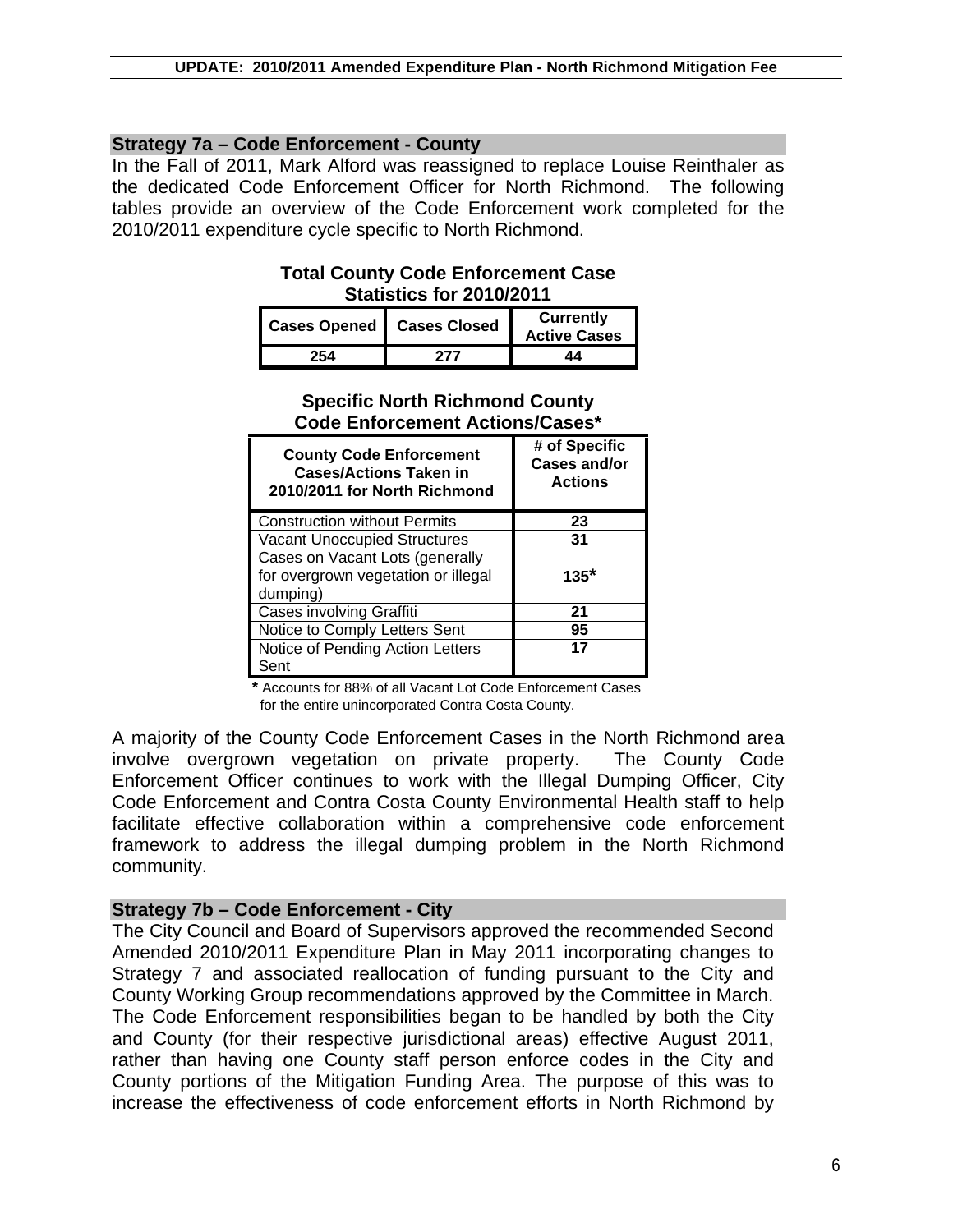## Strategy 7a – Code Enforcement - County

In the Fall of 2011, Mark Alford was reassigned to replace Louise Reinthaler as the dedicated Code Enforcement Officer for North Richmond. The following tables provide an overview of the Code Enforcement work completed for the 2010/2011 expenditure cycle specific to North Richmond.

**Total County Code Enforcement Case Statistics for 2010/2011**

| Cases Opened | Cases Closed | Currently Active Cases |
|---|---|---|
| 254 | 277 | 44 |

**Specific North Richmond County Code Enforcement Actions/Cases***

| County Code Enforcement Cases/Actions Taken in 2010/2011 for North Richmond | # of Specific Cases and/or Actions |
|---|---|
| Construction without Permits | 23 |
| Vacant Unoccupied Structures | 31 |
| Cases on Vacant Lots (generally for overgrown vegetation or illegal dumping) | 135* |
| Cases involving Graffiti | 21 |
| Notice to Comply Letters Sent | 95 |
| Notice of Pending Action Letters Sent | 17 |

* Accounts for 88% of all Vacant Lot Code Enforcement Cases for the entire unincorporated Contra Costa County.

A majority of the County Code Enforcement Cases in the North Richmond area involve overgrown vegetation on private property. The County Code Enforcement Officer continues to work with the Illegal Dumping Officer, City Code Enforcement and Contra Costa County Environmental Health staff to help facilitate effective collaboration within a comprehensive code enforcement framework to address the illegal dumping problem in the North Richmond community.

## Strategy 7b – Code Enforcement - City

The City Council and Board of Supervisors approved the recommended Second Amended 2010/2011 Expenditure Plan in May 2011 incorporating changes to Strategy 7 and associated reallocation of funding pursuant to the City and County Working Group recommendations approved by the Committee in March. The Code Enforcement responsibilities began to be handled by both the City and County (for their respective jurisdictional areas) effective August 2011, rather than having one County staff person enforce codes in the City and County portions of the Mitigation Funding Area. The purpose of this was to increase the effectiveness of code enforcement efforts in North Richmond by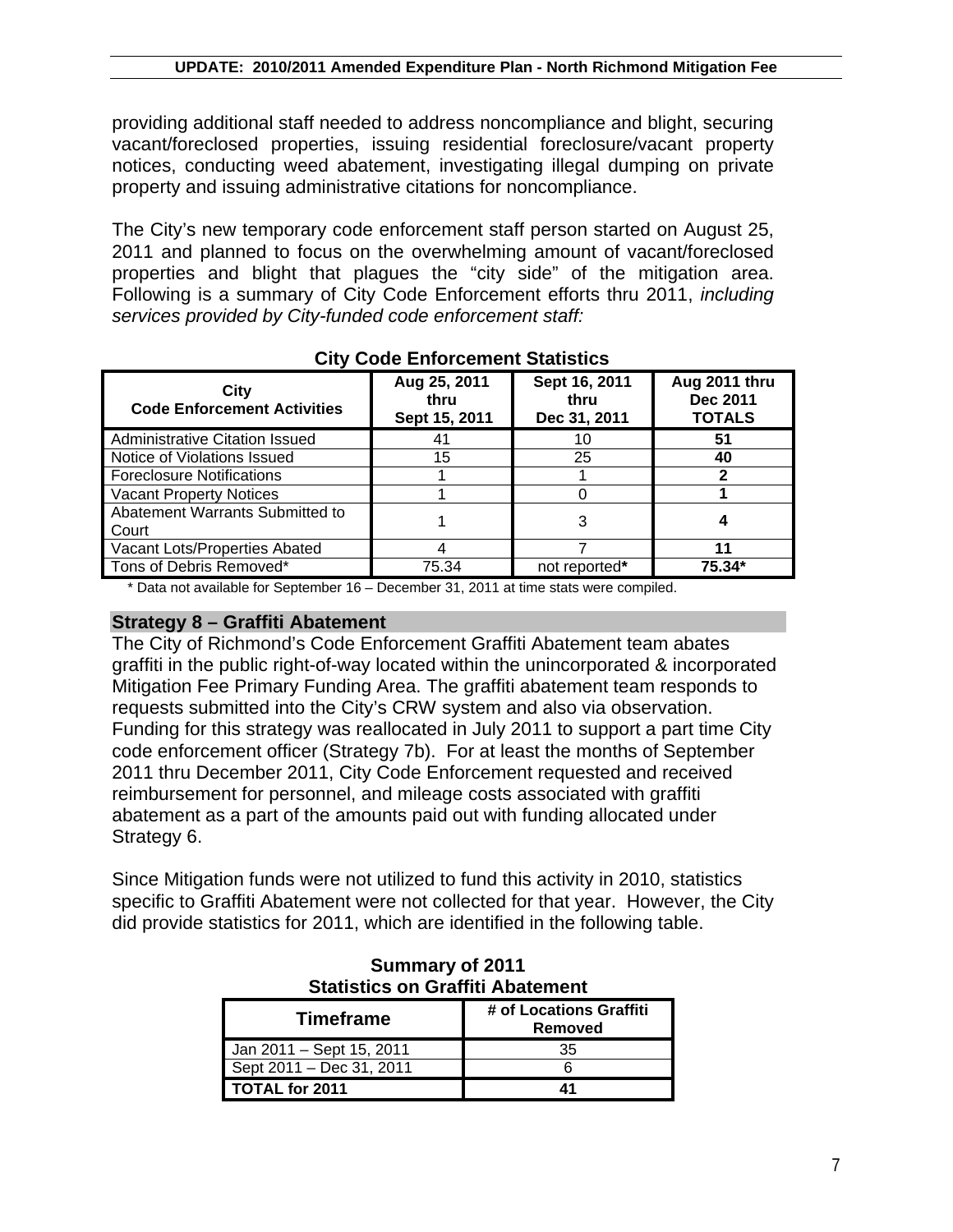providing additional staff needed to address noncompliance and blight, securing vacant/foreclosed properties, issuing residential foreclosure/vacant property notices, conducting weed abatement, investigating illegal dumping on private property and issuing administrative citations for noncompliance.

The City's new temporary code enforcement staff person started on August 25, 2011 and planned to focus on the overwhelming amount of vacant/foreclosed properties and blight that plagues the "city side" of the mitigation area. Following is a summary of City Code Enforcement efforts thru 2011, *including services provided by City-funded code enforcement staff:*

**City Code Enforcement Statistics**

| City Code Enforcement Activities | Aug 25, 2011 thru Sept 15, 2011 | Sept 16, 2011 thru Dec 31, 2011 | Aug 2011 thru Dec 2011 TOTALS |
|---|---|---|---|
| Administrative Citation Issued | 41 | 10 | **51** |
| Notice of Violations Issued | 15 | 25 | **40** |
| Foreclosure Notifications | 1 | 1 | **2** |
| Vacant Property Notices | 1 | 0 | **1** |
| Abatement Warrants Submitted to Court | 1 | 3 | **4** |
| Vacant Lots/Properties Abated | 4 | 7 | **11** |
| Tons of Debris Removed* | 75.34 | not reported* | **75.34*** |

\* Data not available for September 16 – December 31, 2011 at time stats were compiled.

### Strategy 8 – Graffiti Abatement

The City of Richmond's Code Enforcement Graffiti Abatement team abates graffiti in the public right-of-way located within the unincorporated & incorporated Mitigation Fee Primary Funding Area. The graffiti abatement team responds to requests submitted into the City's CRW system and also via observation. Funding for this strategy was reallocated in July 2011 to support a part time City code enforcement officer (Strategy 7b). For at least the months of September 2011 thru December 2011, City Code Enforcement requested and received reimbursement for personnel, and mileage costs associated with graffiti abatement as a part of the amounts paid out with funding allocated under Strategy 6.

Since Mitigation funds were not utilized to fund this activity in 2010, statistics specific to Graffiti Abatement were not collected for that year. However, the City did provide statistics for 2011, which are identified in the following table.

**Summary of 2011 Statistics on Graffiti Abatement**

| Timeframe | # of Locations Graffiti Removed |
|---|---|
| Jan 2011 – Sept 15, 2011 | 35 |
| Sept 2011 – Dec 31, 2011 | 6 |
| **TOTAL for 2011** | **41** |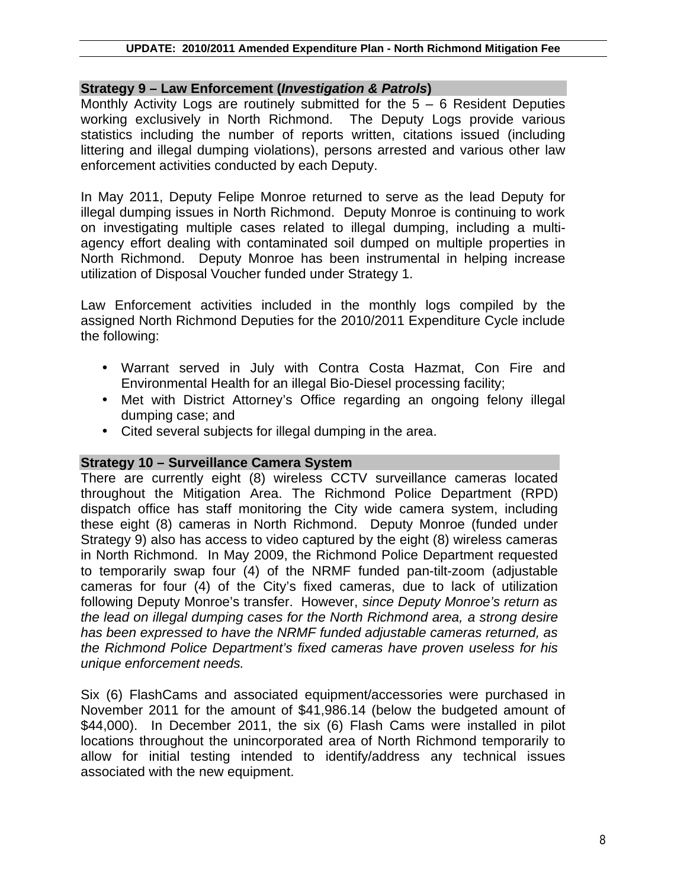## Strategy 9 – Law Enforcement (*Investigation & Patrols*)

Monthly Activity Logs are routinely submitted for the 5 – 6 Resident Deputies working exclusively in North Richmond. The Deputy Logs provide various statistics including the number of reports written, citations issued (including littering and illegal dumping violations), persons arrested and various other law enforcement activities conducted by each Deputy.

In May 2011, Deputy Felipe Monroe returned to serve as the lead Deputy for illegal dumping issues in North Richmond. Deputy Monroe is continuing to work on investigating multiple cases related to illegal dumping, including a multi-agency effort dealing with contaminated soil dumped on multiple properties in North Richmond. Deputy Monroe has been instrumental in helping increase utilization of Disposal Voucher funded under Strategy 1.

Law Enforcement activities included in the monthly logs compiled by the assigned North Richmond Deputies for the 2010/2011 Expenditure Cycle include the following:

- Warrant served in July with Contra Costa Hazmat, Con Fire and Environmental Health for an illegal Bio-Diesel processing facility;
- Met with District Attorney's Office regarding an ongoing felony illegal dumping case; and
- Cited several subjects for illegal dumping in the area.

## Strategy 10 – Surveillance Camera System

There are currently eight (8) wireless CCTV surveillance cameras located throughout the Mitigation Area. The Richmond Police Department (RPD) dispatch office has staff monitoring the City wide camera system, including these eight (8) cameras in North Richmond. Deputy Monroe (funded under Strategy 9) also has access to video captured by the eight (8) wireless cameras in North Richmond. In May 2009, the Richmond Police Department requested to temporarily swap four (4) of the NRMF funded pan-tilt-zoom (adjustable cameras for four (4) of the City's fixed cameras, due to lack of utilization following Deputy Monroe's transfer. However, *since Deputy Monroe's return as the lead on illegal dumping cases for the North Richmond area, a strong desire has been expressed to have the NRMF funded adjustable cameras returned, as the Richmond Police Department's fixed cameras have proven useless for his unique enforcement needs.*

Six (6) FlashCams and associated equipment/accessories were purchased in November 2011 for the amount of $41,986.14 (below the budgeted amount of $44,000). In December 2011, the six (6) Flash Cams were installed in pilot locations throughout the unincorporated area of North Richmond temporarily to allow for initial testing intended to identify/address any technical issues associated with the new equipment.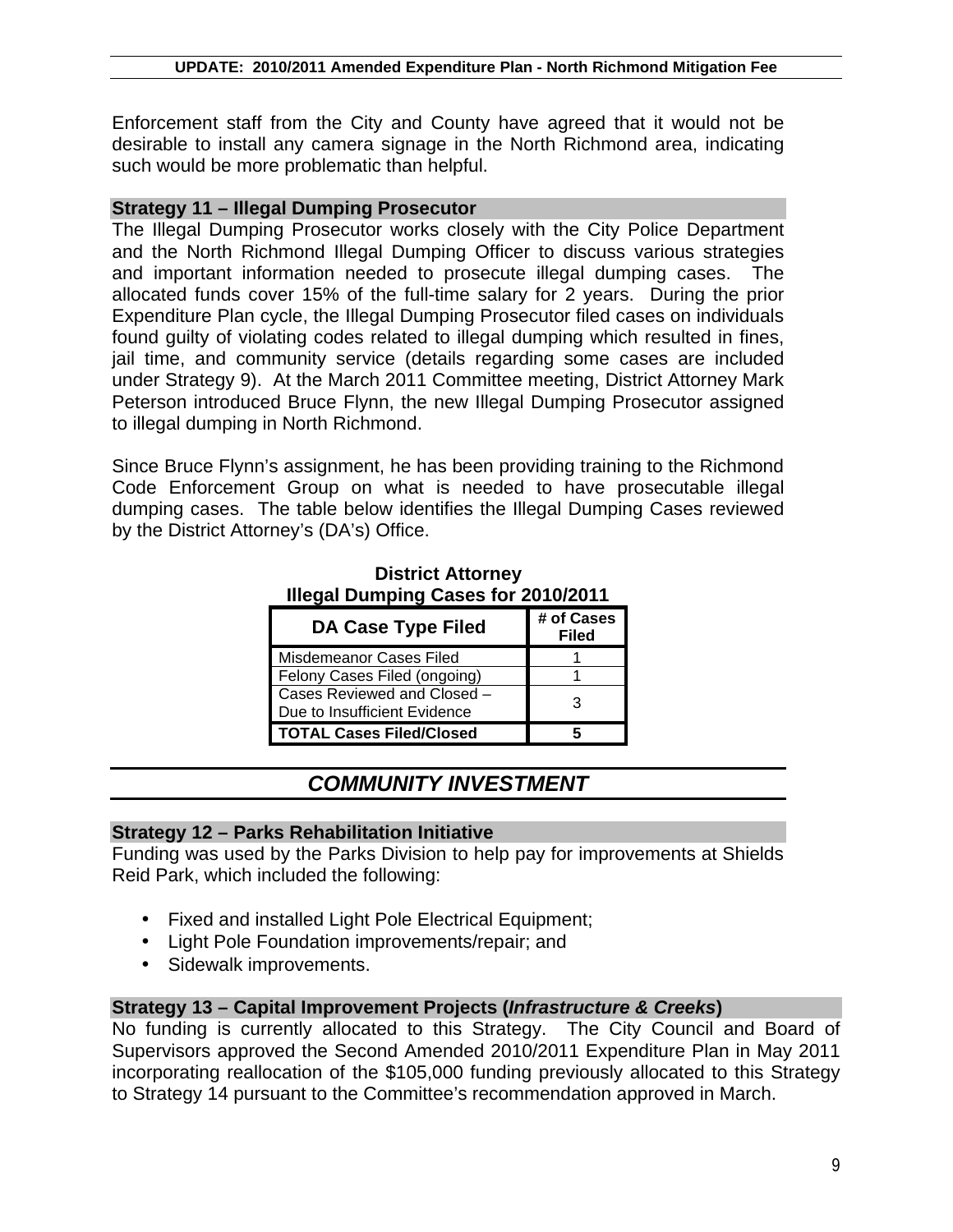Enforcement staff from the City and County have agreed that it would not be desirable to install any camera signage in the North Richmond area, indicating such would be more problematic than helpful.

### Strategy 11 – Illegal Dumping Prosecutor

The Illegal Dumping Prosecutor works closely with the City Police Department and the North Richmond Illegal Dumping Officer to discuss various strategies and important information needed to prosecute illegal dumping cases. The allocated funds cover 15% of the full-time salary for 2 years. During the prior Expenditure Plan cycle, the Illegal Dumping Prosecutor filed cases on individuals found guilty of violating codes related to illegal dumping which resulted in fines, jail time, and community service (details regarding some cases are included under Strategy 9). At the March 2011 Committee meeting, District Attorney Mark Peterson introduced Bruce Flynn, the new Illegal Dumping Prosecutor assigned to illegal dumping in North Richmond.

Since Bruce Flynn's assignment, he has been providing training to the Richmond Code Enforcement Group on what is needed to have prosecutable illegal dumping cases. The table below identifies the Illegal Dumping Cases reviewed by the District Attorney's (DA's) Office.

**District Attorney**
**Illegal Dumping Cases for 2010/2011**

| DA Case Type Filed | # of Cases Filed |
|---|---|
| Misdemeanor Cases Filed | 1 |
| Felony Cases Filed (ongoing) | 1 |
| Cases Reviewed and Closed – Due to Insufficient Evidence | 3 |
| **TOTAL Cases Filed/Closed** | **5** |

## *COMMUNITY INVESTMENT*

### Strategy 12 – Parks Rehabilitation Initiative

Funding was used by the Parks Division to help pay for improvements at Shields Reid Park, which included the following:

- Fixed and installed Light Pole Electrical Equipment;
- Light Pole Foundation improvements/repair; and
- Sidewalk improvements.

### Strategy 13 – Capital Improvement Projects (*Infrastructure & Creeks*)

No funding is currently allocated to this Strategy. The City Council and Board of Supervisors approved the Second Amended 2010/2011 Expenditure Plan in May 2011 incorporating reallocation of the $105,000 funding previously allocated to this Strategy to Strategy 14 pursuant to the Committee's recommendation approved in March.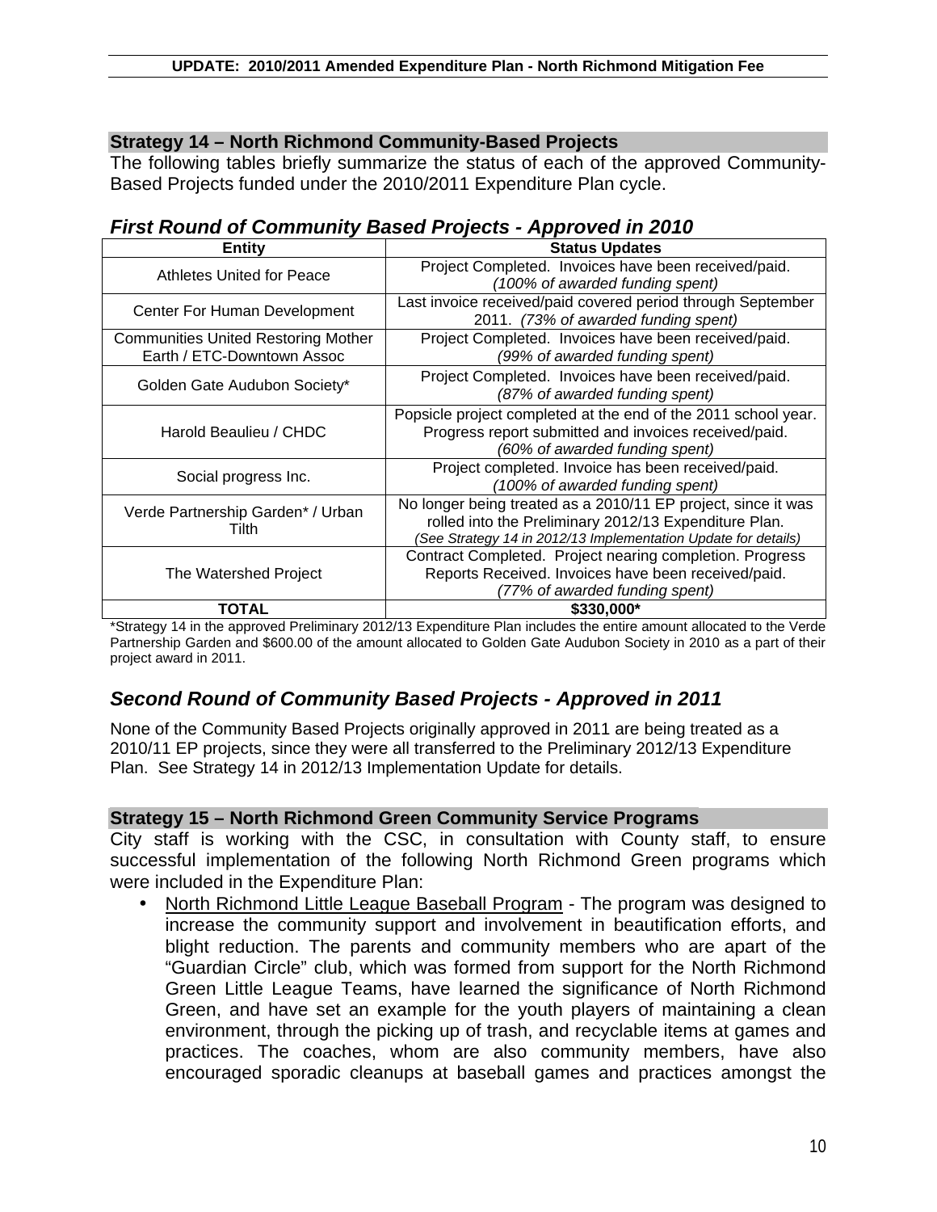## Strategy 14 – North Richmond Community-Based Projects

The following tables briefly summarize the status of each of the approved Community-Based Projects funded under the 2010/2011 Expenditure Plan cycle.

### *First Round of Community Based Projects - Approved in 2010*

| Entity | Status Updates |
|---|---|
| Athletes United for Peace | Project Completed. Invoices have been received/paid. *(100% of awarded funding spent)* |
| Center For Human Development | Last invoice received/paid covered period through September 2011. *(73% of awarded funding spent)* |
| Communities United Restoring Mother Earth / ETC-Downtown Assoc | Project Completed. Invoices have been received/paid. *(99% of awarded funding spent)* |
| Golden Gate Audubon Society* | Project Completed. Invoices have been received/paid. *(87% of awarded funding spent)* |
| Harold Beaulieu / CHDC | Popsicle project completed at the end of the 2011 school year. Progress report submitted and invoices received/paid. *(60% of awarded funding spent)* |
| Social progress Inc. | Project completed. Invoice has been received/paid. *(100% of awarded funding spent)* |
| Verde Partnership Garden* / Urban Tilth | No longer being treated as a 2010/11 EP project, since it was rolled into the Preliminary 2012/13 Expenditure Plan. *(See Strategy 14 in 2012/13 Implementation Update for details)* |
| The Watershed Project | Contract Completed. Project nearing completion. Progress Reports Received. Invoices have been received/paid. *(77% of awarded funding spent)* |
| **TOTAL** | **$330,000*** |

*Strategy 14 in the approved Preliminary 2012/13 Expenditure Plan includes the entire amount allocated to the Verde Partnership Garden and $600.00 of the amount allocated to Golden Gate Audubon Society in 2010 as a part of their project award in 2011.

### *Second Round of Community Based Projects - Approved in 2011*

None of the Community Based Projects originally approved in 2011 are being treated as a 2010/11 EP projects, since they were all transferred to the Preliminary 2012/13 Expenditure Plan. See Strategy 14 in 2012/13 Implementation Update for details.

## Strategy 15 – North Richmond Green Community Service Programs

City staff is working with the CSC, in consultation with County staff, to ensure successful implementation of the following North Richmond Green programs which were included in the Expenditure Plan:

- North Richmond Little League Baseball Program - The program was designed to increase the community support and involvement in beautification efforts, and blight reduction. The parents and community members who are apart of the "Guardian Circle" club, which was formed from support for the North Richmond Green Little League Teams, have learned the significance of North Richmond Green, and have set an example for the youth players of maintaining a clean environment, through the picking up of trash, and recyclable items at games and practices. The coaches, whom are also community members, have also encouraged sporadic cleanups at baseball games and practices amongst the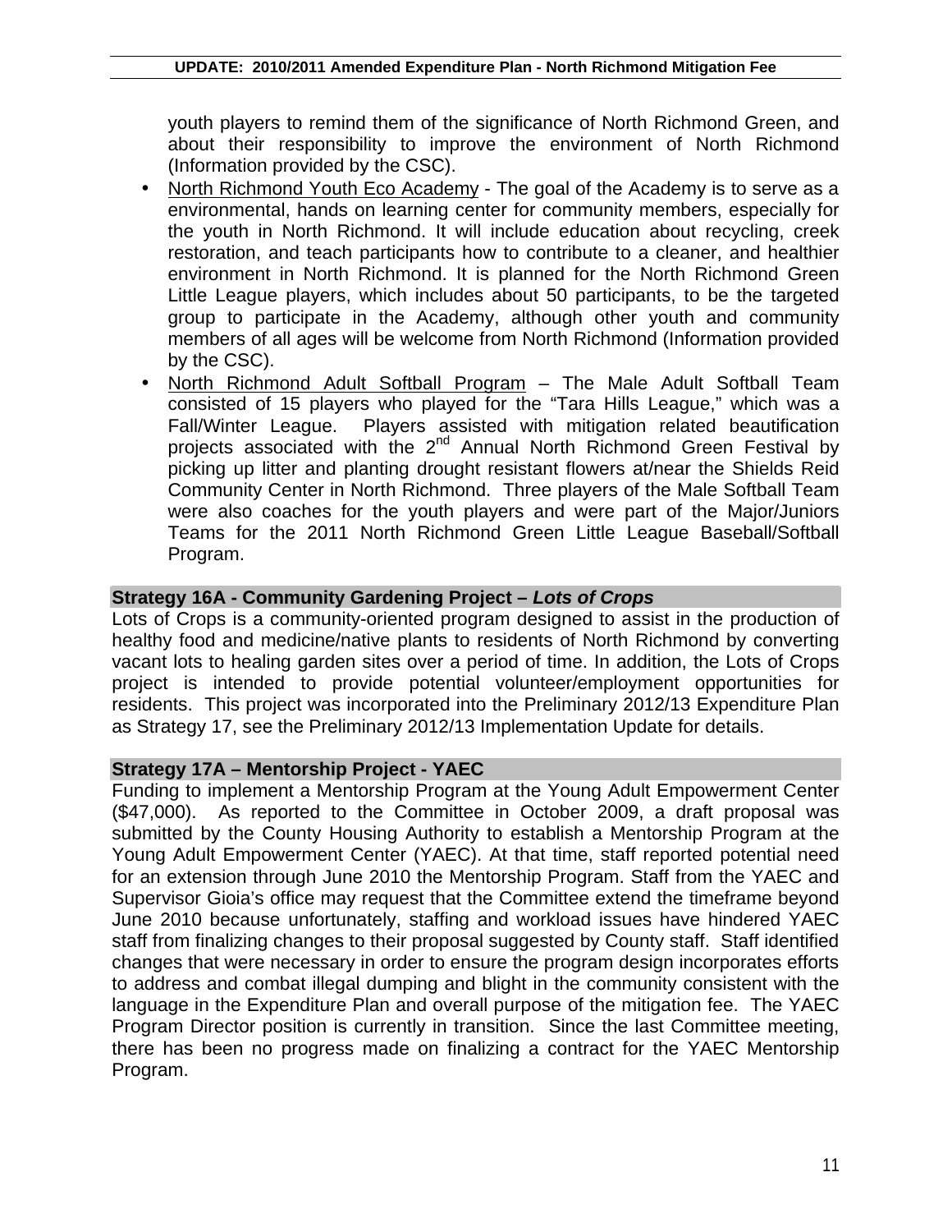youth players to remind them of the significance of North Richmond Green, and about their responsibility to improve the environment of North Richmond (Information provided by the CSC).

- North Richmond Youth Eco Academy - The goal of the Academy is to serve as a environmental, hands on learning center for community members, especially for the youth in North Richmond. It will include education about recycling, creek restoration, and teach participants how to contribute to a cleaner, and healthier environment in North Richmond. It is planned for the North Richmond Green Little League players, which includes about 50 participants, to be the targeted group to participate in the Academy, although other youth and community members of all ages will be welcome from North Richmond (Information provided by the CSC).
- North Richmond Adult Softball Program – The Male Adult Softball Team consisted of 15 players who played for the "Tara Hills League," which was a Fall/Winter League. Players assisted with mitigation related beautification projects associated with the 2nd Annual North Richmond Green Festival by picking up litter and planting drought resistant flowers at/near the Shields Reid Community Center in North Richmond. Three players of the Male Softball Team were also coaches for the youth players and were part of the Major/Juniors Teams for the 2011 North Richmond Green Little League Baseball/Softball Program.

### Strategy 16A - Community Gardening Project – *Lots of Crops*

Lots of Crops is a community-oriented program designed to assist in the production of healthy food and medicine/native plants to residents of North Richmond by converting vacant lots to healing garden sites over a period of time. In addition, the Lots of Crops project is intended to provide potential volunteer/employment opportunities for residents. This project was incorporated into the Preliminary 2012/13 Expenditure Plan as Strategy 17, see the Preliminary 2012/13 Implementation Update for details.

### Strategy 17A – Mentorship Project - YAEC

Funding to implement a Mentorship Program at the Young Adult Empowerment Center ($47,000). As reported to the Committee in October 2009, a draft proposal was submitted by the County Housing Authority to establish a Mentorship Program at the Young Adult Empowerment Center (YAEC). At that time, staff reported potential need for an extension through June 2010 the Mentorship Program. Staff from the YAEC and Supervisor Gioia's office may request that the Committee extend the timeframe beyond June 2010 because unfortunately, staffing and workload issues have hindered YAEC staff from finalizing changes to their proposal suggested by County staff. Staff identified changes that were necessary in order to ensure the program design incorporates efforts to address and combat illegal dumping and blight in the community consistent with the language in the Expenditure Plan and overall purpose of the mitigation fee. The YAEC Program Director position is currently in transition. Since the last Committee meeting, there has been no progress made on finalizing a contract for the YAEC Mentorship Program.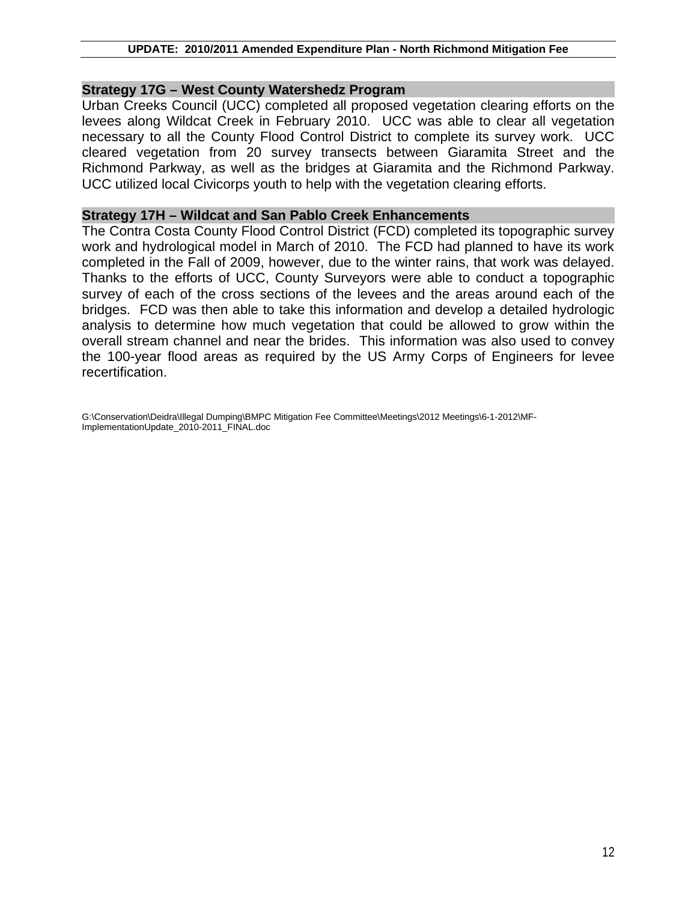### Strategy 17G – West County Watershedz Program

Urban Creeks Council (UCC) completed all proposed vegetation clearing efforts on the levees along Wildcat Creek in February 2010. UCC was able to clear all vegetation necessary to all the County Flood Control District to complete its survey work. UCC cleared vegetation from 20 survey transects between Giaramita Street and the Richmond Parkway, as well as the bridges at Giaramita and the Richmond Parkway. UCC utilized local Civicorps youth to help with the vegetation clearing efforts.

### Strategy 17H – Wildcat and San Pablo Creek Enhancements

The Contra Costa County Flood Control District (FCD) completed its topographic survey work and hydrological model in March of 2010. The FCD had planned to have its work completed in the Fall of 2009, however, due to the winter rains, that work was delayed. Thanks to the efforts of UCC, County Surveyors were able to conduct a topographic survey of each of the cross sections of the levees and the areas around each of the bridges. FCD was then able to take this information and develop a detailed hydrologic analysis to determine how much vegetation that could be allowed to grow within the overall stream channel and near the brides. This information was also used to convey the 100-year flood areas as required by the US Army Corps of Engineers for levee recertification.

G:\Conservation\Deidra\Illegal Dumping\BMPC Mitigation Fee Committee\Meetings\2012 Meetings\6-1-2012\MF-ImplementationUpdate_2010-2011_FINAL.doc